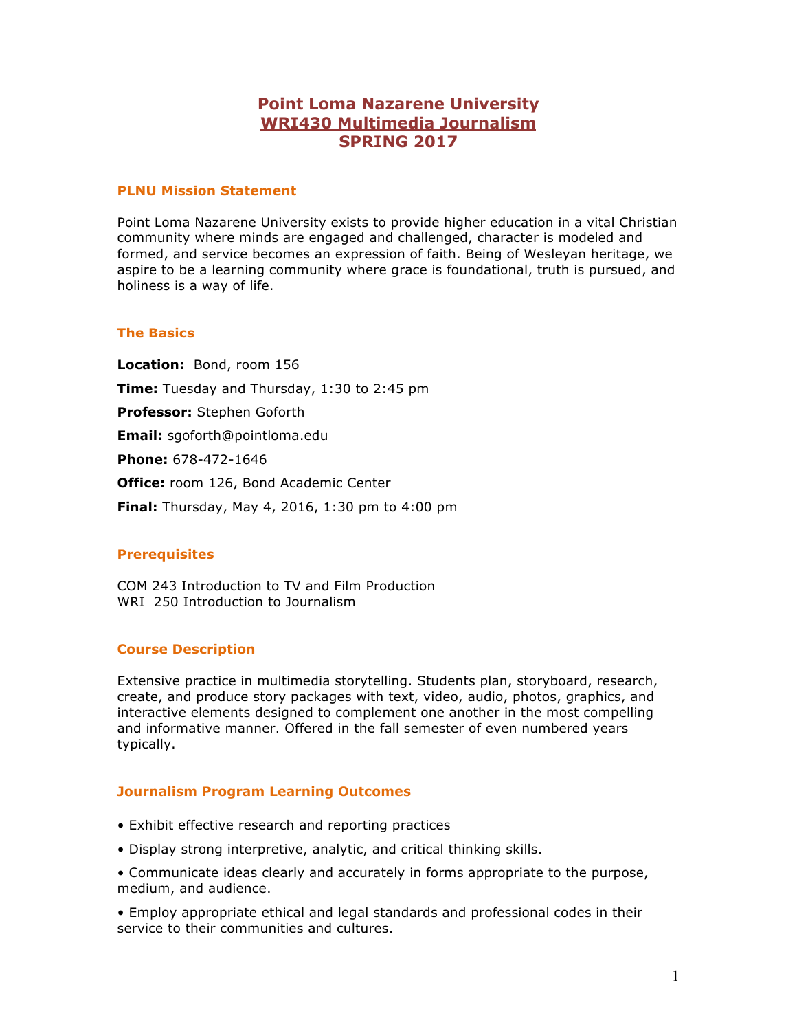# Point Loma Nazarene University
# WRI430 Multimedia Journalism
# SPRING 2017

## PLNU Mission Statement

Point Loma Nazarene University exists to provide higher education in a vital Christian community where minds are engaged and challenged, character is modeled and formed, and service becomes an expression of faith. Being of Wesleyan heritage, we aspire to be a learning community where grace is foundational, truth is pursued, and holiness is a way of life.

## The Basics

**Location:** Bond, room 156

**Time:** Tuesday and Thursday, 1:30 to 2:45 pm

**Professor:** Stephen Goforth

**Email:** sgoforth@pointloma.edu

**Phone:** 678-472-1646

**Office:** room 126, Bond Academic Center

**Final:** Thursday, May 4, 2016, 1:30 pm to 4:00 pm

## Prerequisites

COM 243 Introduction to TV and Film Production
WRI 250 Introduction to Journalism

## Course Description

Extensive practice in multimedia storytelling. Students plan, storyboard, research, create, and produce story packages with text, video, audio, photos, graphics, and interactive elements designed to complement one another in the most compelling and informative manner. Offered in the fall semester of even numbered years typically.

## Journalism Program Learning Outcomes

- Exhibit effective research and reporting practices
- Display strong interpretive, analytic, and critical thinking skills.
- Communicate ideas clearly and accurately in forms appropriate to the purpose, medium, and audience.
- Employ appropriate ethical and legal standards and professional codes in their service to their communities and cultures.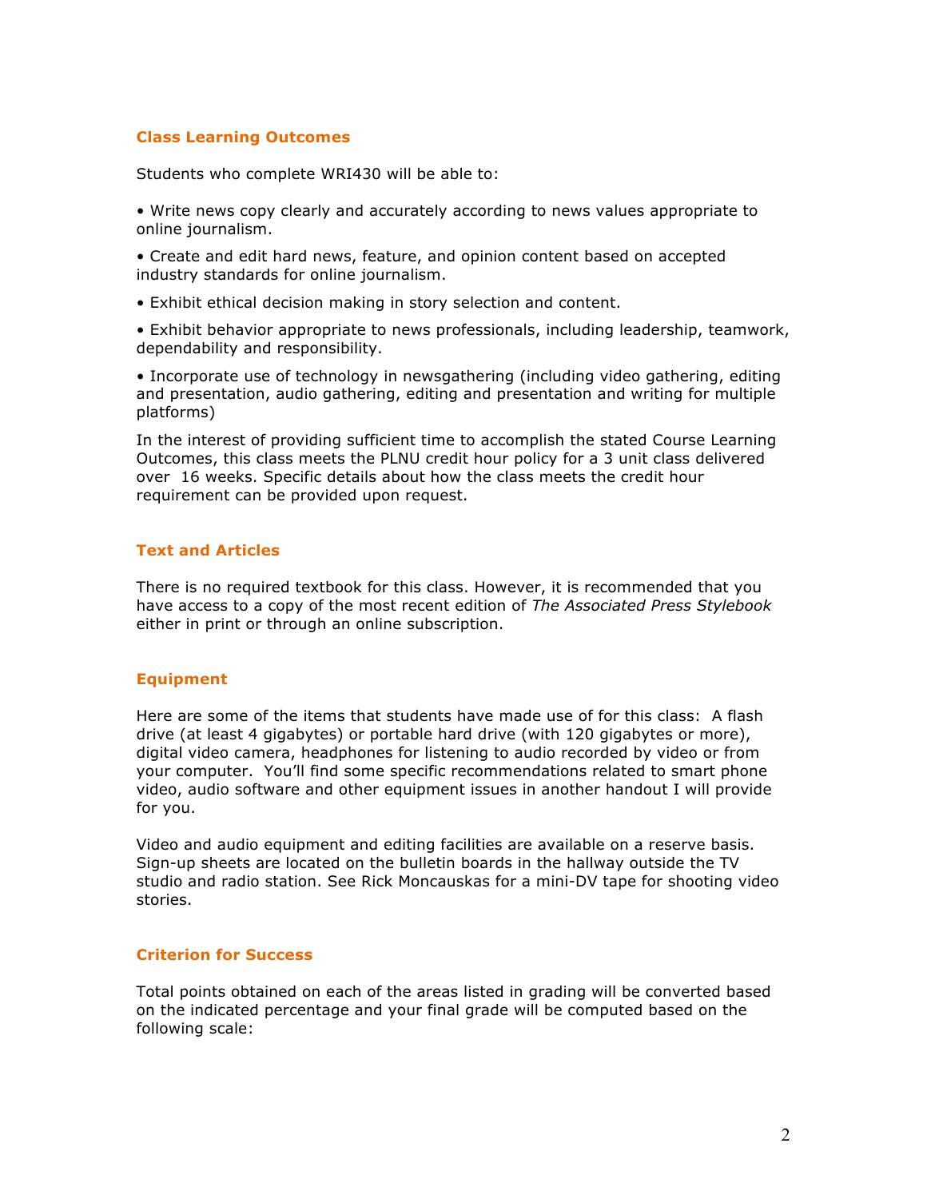## Class Learning Outcomes

Students who complete WRI430 will be able to:

- Write news copy clearly and accurately according to news values appropriate to online journalism.
- Create and edit hard news, feature, and opinion content based on accepted industry standards for online journalism.
- Exhibit ethical decision making in story selection and content.
- Exhibit behavior appropriate to news professionals, including leadership, teamwork, dependability and responsibility.
- Incorporate use of technology in newsgathering (including video gathering, editing and presentation, audio gathering, editing and presentation and writing for multiple platforms)

In the interest of providing sufficient time to accomplish the stated Course Learning Outcomes, this class meets the PLNU credit hour policy for a 3 unit class delivered over 16 weeks. Specific details about how the class meets the credit hour requirement can be provided upon request.

## Text and Articles

There is no required textbook for this class. However, it is recommended that you have access to a copy of the most recent edition of *The Associated Press Stylebook* either in print or through an online subscription.

## Equipment

Here are some of the items that students have made use of for this class: A flash drive (at least 4 gigabytes) or portable hard drive (with 120 gigabytes or more), digital video camera, headphones for listening to audio recorded by video or from your computer. You'll find some specific recommendations related to smart phone video, audio software and other equipment issues in another handout I will provide for you.

Video and audio equipment and editing facilities are available on a reserve basis. Sign-up sheets are located on the bulletin boards in the hallway outside the TV studio and radio station. See Rick Moncauskas for a mini-DV tape for shooting video stories.

## Criterion for Success

Total points obtained on each of the areas listed in grading will be converted based on the indicated percentage and your final grade will be computed based on the following scale: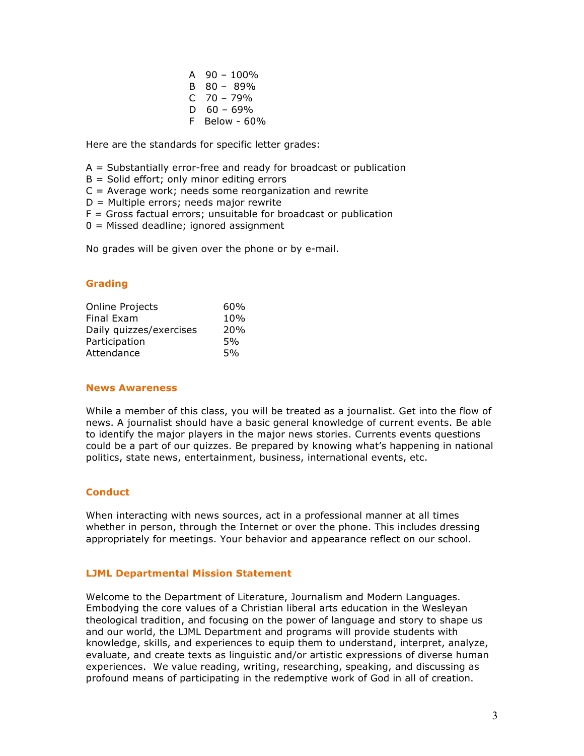| | |
|---|---|
| A | 90 – 100% |
| B | 80 – 89% |
| C | 70 – 79% |
| D | 60 – 69% |
| F | Below - 60% |

Here are the standards for specific letter grades:

A = Substantially error-free and ready for broadcast or publication
B = Solid effort; only minor editing errors
C = Average work; needs some reorganization and rewrite
D = Multiple errors; needs major rewrite
F = Gross factual errors; unsuitable for broadcast or publication
0 = Missed deadline; ignored assignment

No grades will be given over the phone or by e-mail.

## Grading

| | |
|---|---|
| Online Projects | 60% |
| Final Exam | 10% |
| Daily quizzes/exercises | 20% |
| Participation | 5% |
| Attendance | 5% |

## News Awareness

While a member of this class, you will be treated as a journalist. Get into the flow of news. A journalist should have a basic general knowledge of current events. Be able to identify the major players in the major news stories. Currents events questions could be a part of our quizzes. Be prepared by knowing what's happening in national politics, state news, entertainment, business, international events, etc.

## Conduct

When interacting with news sources, act in a professional manner at all times whether in person, through the Internet or over the phone. This includes dressing appropriately for meetings. Your behavior and appearance reflect on our school.

## LJML Departmental Mission Statement

Welcome to the Department of Literature, Journalism and Modern Languages. Embodying the core values of a Christian liberal arts education in the Wesleyan theological tradition, and focusing on the power of language and story to shape us and our world, the LJML Department and programs will provide students with knowledge, skills, and experiences to equip them to understand, interpret, analyze, evaluate, and create texts as linguistic and/or artistic expressions of diverse human experiences. We value reading, writing, researching, speaking, and discussing as profound means of participating in the redemptive work of God in all of creation.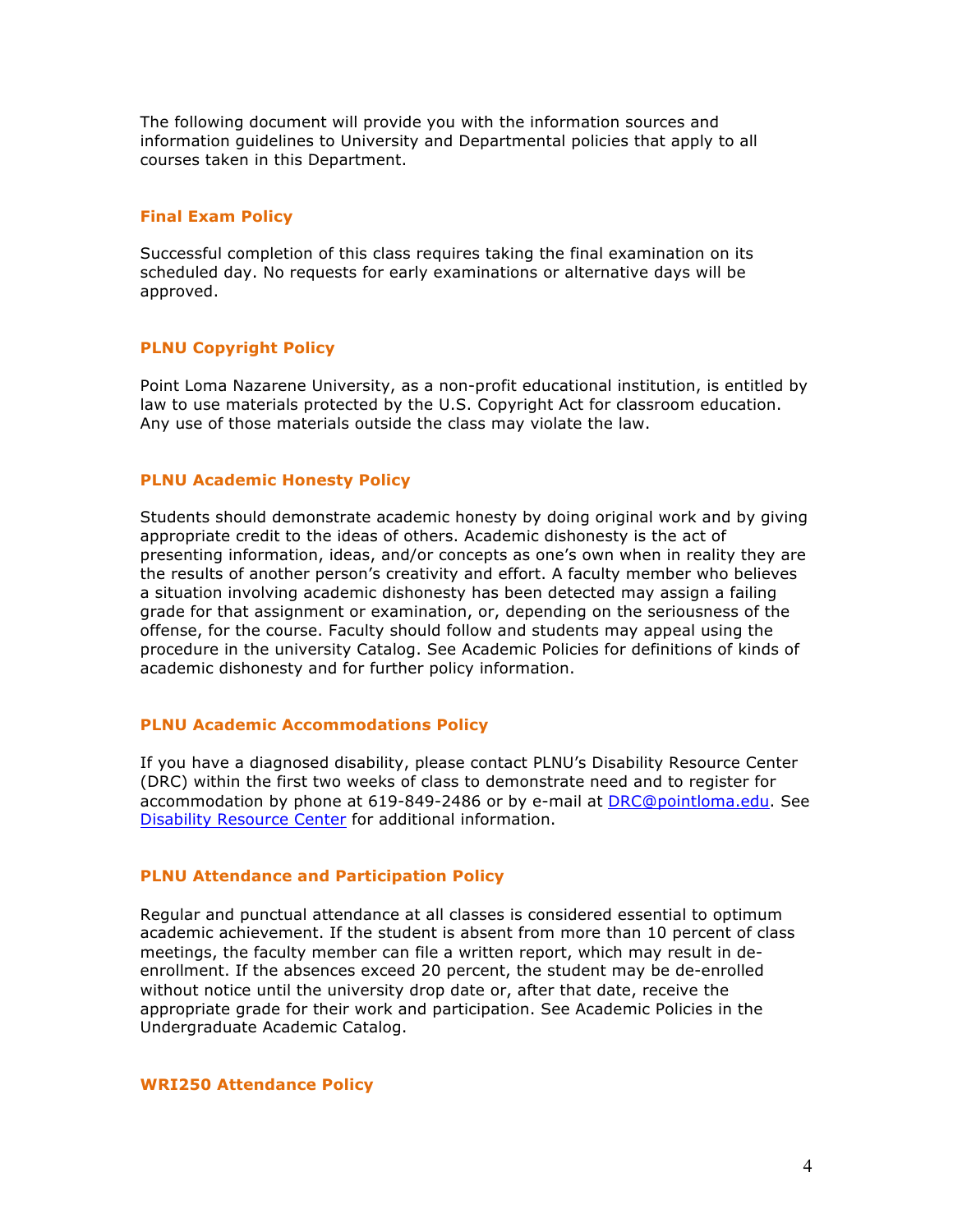The following document will provide you with the information sources and information guidelines to University and Departmental policies that apply to all courses taken in this Department.

### Final Exam Policy

Successful completion of this class requires taking the final examination on its scheduled day. No requests for early examinations or alternative days will be approved.

### PLNU Copyright Policy

Point Loma Nazarene University, as a non-profit educational institution, is entitled by law to use materials protected by the U.S. Copyright Act for classroom education. Any use of those materials outside the class may violate the law.

### PLNU Academic Honesty Policy

Students should demonstrate academic honesty by doing original work and by giving appropriate credit to the ideas of others. Academic dishonesty is the act of presenting information, ideas, and/or concepts as one's own when in reality they are the results of another person's creativity and effort. A faculty member who believes a situation involving academic dishonesty has been detected may assign a failing grade for that assignment or examination, or, depending on the seriousness of the offense, for the course. Faculty should follow and students may appeal using the procedure in the university Catalog. See Academic Policies for definitions of kinds of academic dishonesty and for further policy information.

### PLNU Academic Accommodations Policy

If you have a diagnosed disability, please contact PLNU's Disability Resource Center (DRC) within the first two weeks of class to demonstrate need and to register for accommodation by phone at 619-849-2486 or by e-mail at DRC@pointloma.edu. See Disability Resource Center for additional information.

### PLNU Attendance and Participation Policy

Regular and punctual attendance at all classes is considered essential to optimum academic achievement. If the student is absent from more than 10 percent of class meetings, the faculty member can file a written report, which may result in de-enrollment. If the absences exceed 20 percent, the student may be de-enrolled without notice until the university drop date or, after that date, receive the appropriate grade for their work and participation. See Academic Policies in the Undergraduate Academic Catalog.

### WRI250 Attendance Policy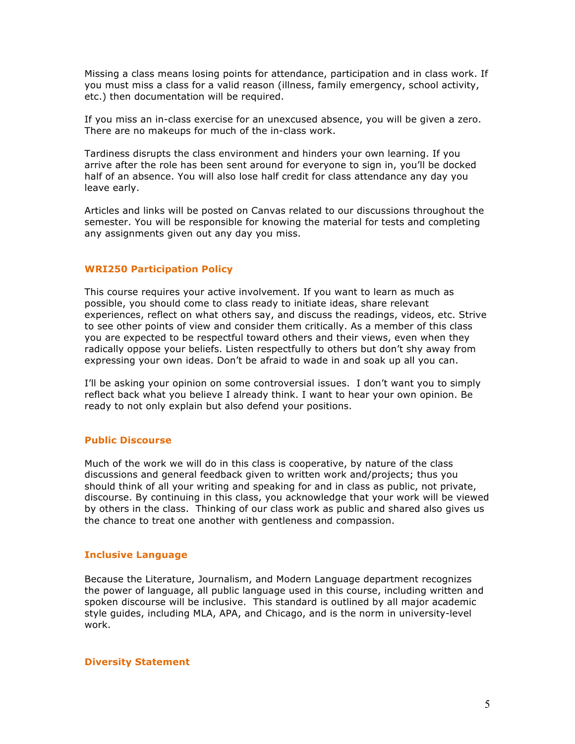Missing a class means losing points for attendance, participation and in class work. If you must miss a class for a valid reason (illness, family emergency, school activity, etc.) then documentation will be required.

If you miss an in-class exercise for an unexcused absence, you will be given a zero. There are no makeups for much of the in-class work.

Tardiness disrupts the class environment and hinders your own learning. If you arrive after the role has been sent around for everyone to sign in, you'll be docked half of an absence. You will also lose half credit for class attendance any day you leave early.

Articles and links will be posted on Canvas related to our discussions throughout the semester. You will be responsible for knowing the material for tests and completing any assignments given out any day you miss.

## WRI250 Participation Policy

This course requires your active involvement. If you want to learn as much as possible, you should come to class ready to initiate ideas, share relevant experiences, reflect on what others say, and discuss the readings, videos, etc. Strive to see other points of view and consider them critically. As a member of this class you are expected to be respectful toward others and their views, even when they radically oppose your beliefs. Listen respectfully to others but don't shy away from expressing your own ideas. Don't be afraid to wade in and soak up all you can.

I'll be asking your opinion on some controversial issues. I don't want you to simply reflect back what you believe I already think. I want to hear your own opinion. Be ready to not only explain but also defend your positions.

## Public Discourse

Much of the work we will do in this class is cooperative, by nature of the class discussions and general feedback given to written work and/projects; thus you should think of all your writing and speaking for and in class as public, not private, discourse. By continuing in this class, you acknowledge that your work will be viewed by others in the class. Thinking of our class work as public and shared also gives us the chance to treat one another with gentleness and compassion.

## Inclusive Language

Because the Literature, Journalism, and Modern Language department recognizes the power of language, all public language used in this course, including written and spoken discourse will be inclusive. This standard is outlined by all major academic style guides, including MLA, APA, and Chicago, and is the norm in university-level work.

## Diversity Statement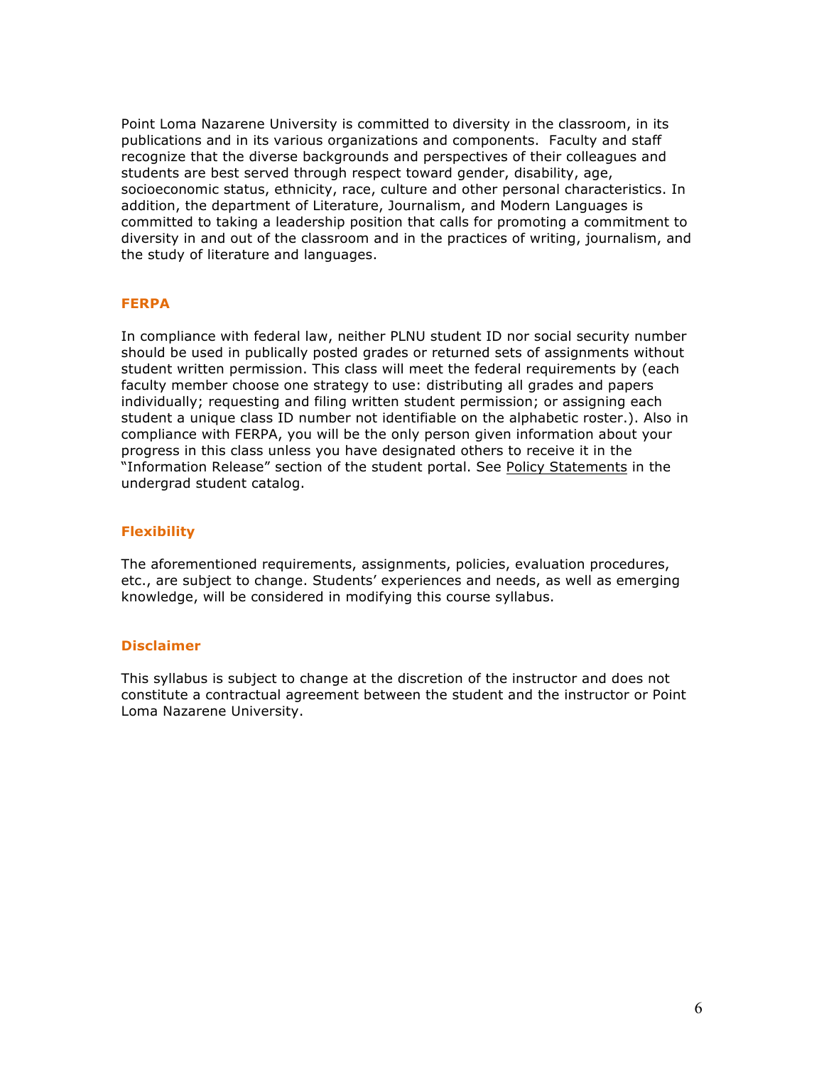Point Loma Nazarene University is committed to diversity in the classroom, in its publications and in its various organizations and components. Faculty and staff recognize that the diverse backgrounds and perspectives of their colleagues and students are best served through respect toward gender, disability, age, socioeconomic status, ethnicity, race, culture and other personal characteristics. In addition, the department of Literature, Journalism, and Modern Languages is committed to taking a leadership position that calls for promoting a commitment to diversity in and out of the classroom and in the practices of writing, journalism, and the study of literature and languages.

### FERPA

In compliance with federal law, neither PLNU student ID nor social security number should be used in publically posted grades or returned sets of assignments without student written permission. This class will meet the federal requirements by (each faculty member choose one strategy to use: distributing all grades and papers individually; requesting and filing written student permission; or assigning each student a unique class ID number not identifiable on the alphabetic roster.). Also in compliance with FERPA, you will be the only person given information about your progress in this class unless you have designated others to receive it in the "Information Release" section of the student portal. See Policy Statements in the undergrad student catalog.

### Flexibility

The aforementioned requirements, assignments, policies, evaluation procedures, etc., are subject to change. Students' experiences and needs, as well as emerging knowledge, will be considered in modifying this course syllabus.

### Disclaimer

This syllabus is subject to change at the discretion of the instructor and does not constitute a contractual agreement between the student and the instructor or Point Loma Nazarene University.